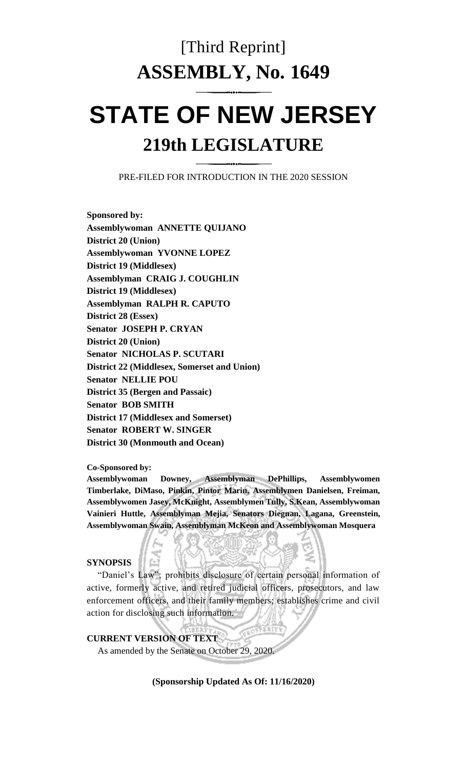# [Third Reprint]

# ASSEMBLY, No. 1649

# STATE OF NEW JERSEY

## 219th LEGISLATURE

PRE-FILED FOR INTRODUCTION IN THE 2020 SESSION

**Sponsored by:**
**Assemblywoman ANNETTE QUIJANO**
**District 20 (Union)**
**Assemblywoman YVONNE LOPEZ**
**District 19 (Middlesex)**
**Assemblyman CRAIG J. COUGHLIN**
**District 19 (Middlesex)**
**Assemblyman RALPH R. CAPUTO**
**District 28 (Essex)**
**Senator JOSEPH P. CRYAN**
**District 20 (Union)**
**Senator NICHOLAS P. SCUTARI**
**District 22 (Middlesex, Somerset and Union)**
**Senator NELLIE POU**
**District 35 (Bergen and Passaic)**
**Senator BOB SMITH**
**District 17 (Middlesex and Somerset)**
**Senator ROBERT W. SINGER**
**District 30 (Monmouth and Ocean)**

**Co-Sponsored by:**
**Assemblywoman Downey, Assemblyman DePhillips, Assemblywomen Timberlake, DiMaso, Pinkin, Pintor Marin, Assemblymen Danielsen, Freiman, Assemblywomen Jasey, McKnight, Assemblymen Tully, S.Kean, Assemblywoman Vainieri Huttle, Assemblyman Mejia, Senators Diegnan, Lagana, Greenstein, Assemblywoman Swain, Assemblyman McKeon and Assemblywoman Mosquera**

**SYNOPSIS**

"Daniel's Law"; prohibits disclosure of certain personal information of active, formerly active, and retired judicial officers, prosecutors, and law enforcement officers, and their family members; establishes crime and civil action for disclosing such information.

**CURRENT VERSION OF TEXT**

As amended by the Senate on October 29, 2020.

**(Sponsorship Updated As Of: 11/16/2020)**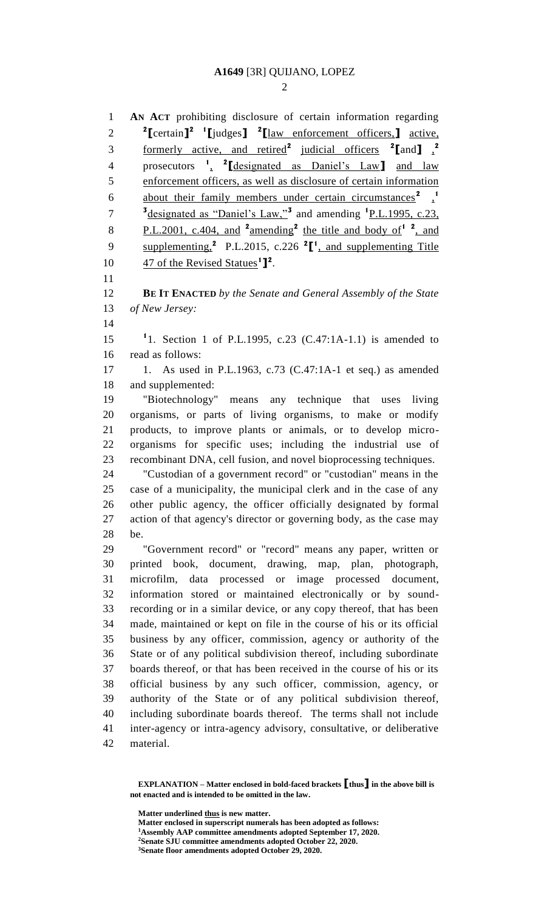**AN ACT** prohibiting disclosure of certain information regarding [2]**[**certain**]**[2] [1]**[**judges**]** [2]**[**<u>law enforcement officers,</u>**]** <u>active, formerly active, and retired</u>[2] <u>judicial officers</u> [2]**[**and**]** <u>,</u>[2] prosecutors [1]<u>,</u> [2]**[**<u>designated as Daniel's Law</u>**]** <u>and law enforcement officers, as well as disclosure of certain information about their family members under certain circumstances</u>[2] <u>,</u>[1] [3]<u>designated as "Daniel's Law,"</u>[3] and amending [1]<u>P.L.1995, c.23, P.L.2001, c.404, and</u> [2]<u>amending</u>[2] <u>the title and body of</u>[1] [2]<u>, and supplementing,</u>[2] P.L.2015, c.226 [2]**[**[1]<u>, and supplementing Title 47 of the Revised Statues</u>[1]**]**[2].

**BE IT ENACTED** *by the Senate and General Assembly of the State of New Jersey:*

[1]1. Section 1 of P.L.1995, c.23 (C.47:1A-1.1) is amended to read as follows:

1. As used in P.L.1963, c.73 (C.47:1A-1 et seq.) as amended and supplemented:

"Biotechnology" means any technique that uses living organisms, or parts of living organisms, to make or modify products, to improve plants or animals, or to develop micro-organisms for specific uses; including the industrial use of recombinant DNA, cell fusion, and novel bioprocessing techniques.

"Custodian of a government record" or "custodian" means in the case of a municipality, the municipal clerk and in the case of any other public agency, the officer officially designated by formal action of that agency's director or governing body, as the case may be.

"Government record" or "record" means any paper, written or printed book, document, drawing, map, plan, photograph, microfilm, data processed or image processed document, information stored or maintained electronically or by sound-recording or in a similar device, or any copy thereof, that has been made, maintained or kept on file in the course of his or its official business by any officer, commission, agency or authority of the State or of any political subdivision thereof, including subordinate boards thereof, or that has been received in the course of his or its official business by any such officer, commission, agency, or authority of the State or of any political subdivision thereof, including subordinate boards thereof. The terms shall not include inter-agency or intra-agency advisory, consultative, or deliberative material.

**EXPLANATION – Matter enclosed in bold-faced brackets [thus] in the above bill is not enacted and is intended to be omitted in the law.**

**Matter underlined <u>thus</u> is new matter.**
**Matter enclosed in superscript numerals has been adopted as follows:**
**[1]Assembly AAP committee amendments adopted September 17, 2020.**
**[2]Senate SJU committee amendments adopted October 22, 2020.**
**[3]Senate floor amendments adopted October 29, 2020.**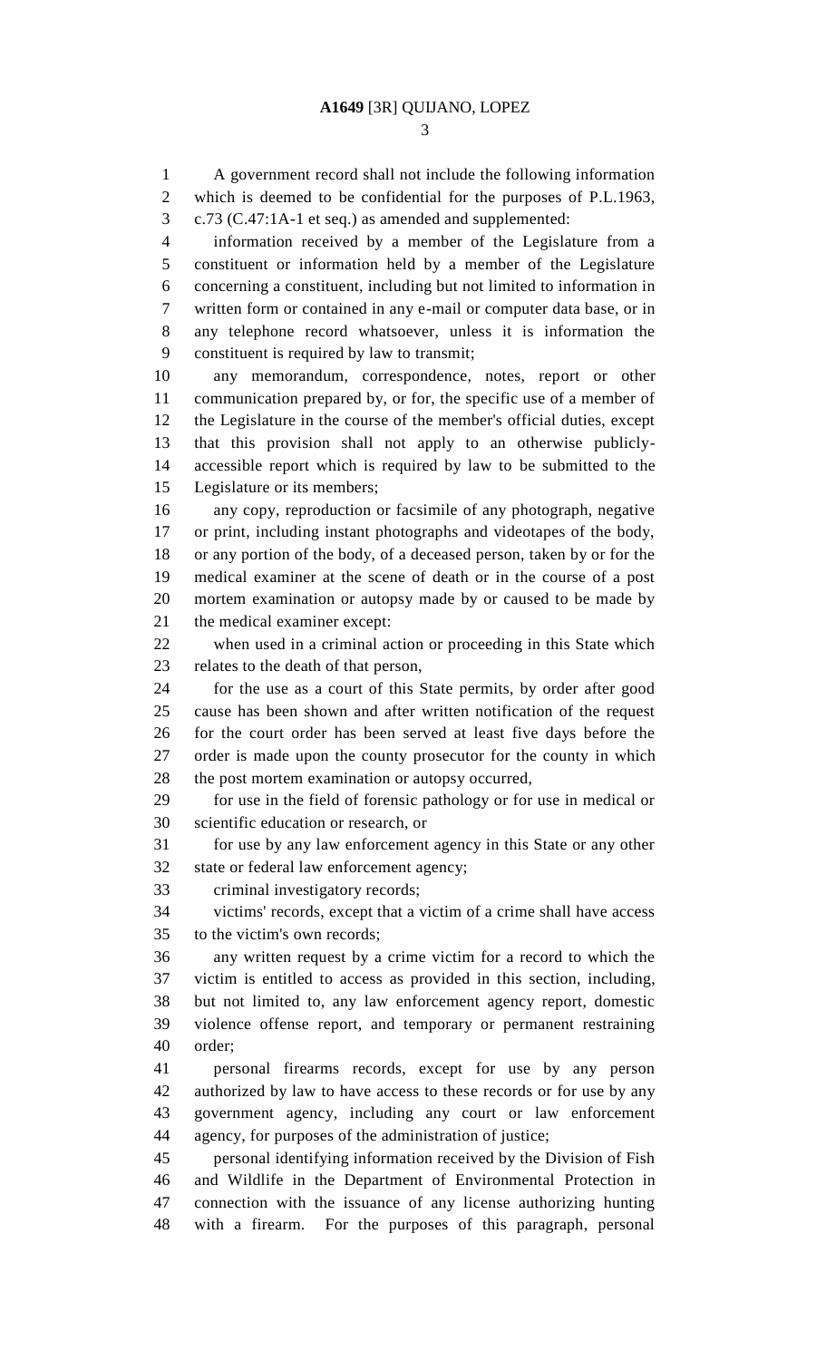A government record shall not include the following information which is deemed to be confidential for the purposes of P.L.1963, c.73 (C.47:1A-1 et seq.) as amended and supplemented:

information received by a member of the Legislature from a constituent or information held by a member of the Legislature concerning a constituent, including but not limited to information in written form or contained in any e-mail or computer data base, or in any telephone record whatsoever, unless it is information the constituent is required by law to transmit;

any memorandum, correspondence, notes, report or other communication prepared by, or for, the specific use of a member of the Legislature in the course of the member's official duties, except that this provision shall not apply to an otherwise publicly-accessible report which is required by law to be submitted to the Legislature or its members;

any copy, reproduction or facsimile of any photograph, negative or print, including instant photographs and videotapes of the body, or any portion of the body, of a deceased person, taken by or for the medical examiner at the scene of death or in the course of a post mortem examination or autopsy made by or caused to be made by the medical examiner except:

when used in a criminal action or proceeding in this State which relates to the death of that person,

for the use as a court of this State permits, by order after good cause has been shown and after written notification of the request for the court order has been served at least five days before the order is made upon the county prosecutor for the county in which the post mortem examination or autopsy occurred,

for use in the field of forensic pathology or for use in medical or scientific education or research, or

for use by any law enforcement agency in this State or any other state or federal law enforcement agency;

criminal investigatory records;

victims' records, except that a victim of a crime shall have access to the victim's own records;

any written request by a crime victim for a record to which the victim is entitled to access as provided in this section, including, but not limited to, any law enforcement agency report, domestic violence offense report, and temporary or permanent restraining order;

personal firearms records, except for use by any person authorized by law to have access to these records or for use by any government agency, including any court or law enforcement agency, for purposes of the administration of justice;

personal identifying information received by the Division of Fish and Wildlife in the Department of Environmental Protection in connection with the issuance of any license authorizing hunting with a firearm. For the purposes of this paragraph, personal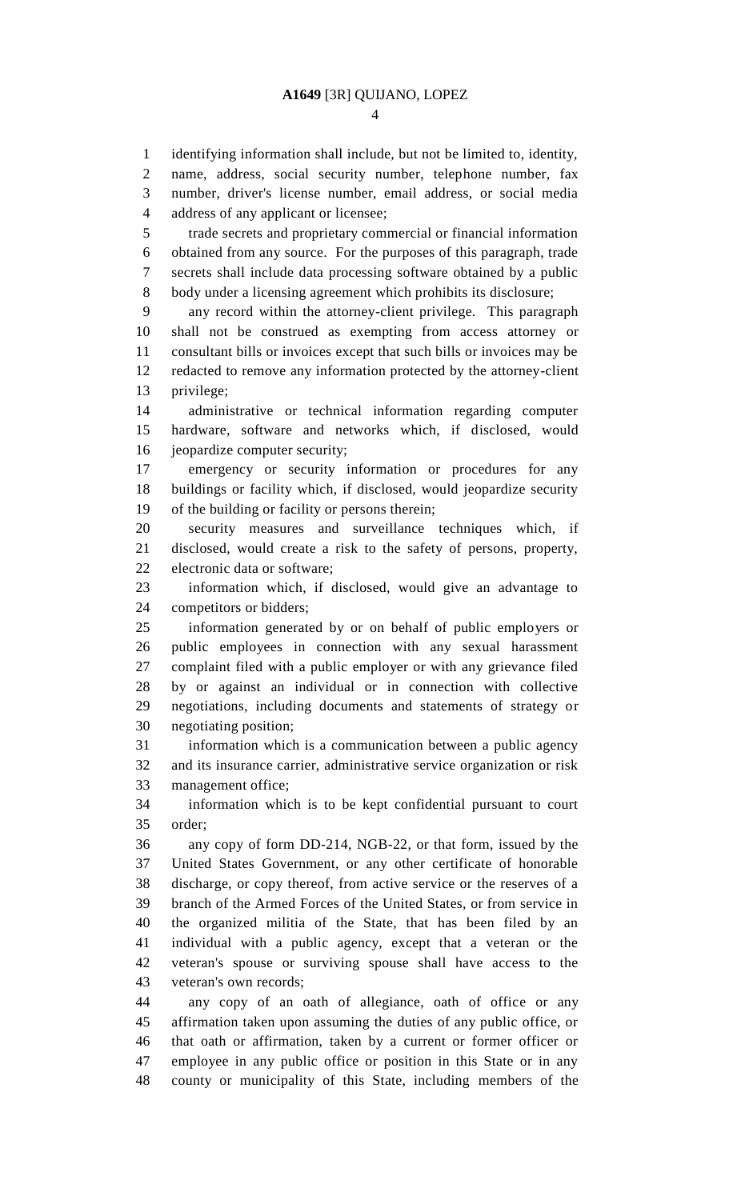identifying information shall include, but not be limited to, identity, name, address, social security number, telephone number, fax number, driver's license number, email address, or social media address of any applicant or licensee;

trade secrets and proprietary commercial or financial information obtained from any source. For the purposes of this paragraph, trade secrets shall include data processing software obtained by a public body under a licensing agreement which prohibits its disclosure;

any record within the attorney-client privilege. This paragraph shall not be construed as exempting from access attorney or consultant bills or invoices except that such bills or invoices may be redacted to remove any information protected by the attorney-client privilege;

administrative or technical information regarding computer hardware, software and networks which, if disclosed, would jeopardize computer security;

emergency or security information or procedures for any buildings or facility which, if disclosed, would jeopardize security of the building or facility or persons therein;

security measures and surveillance techniques which, if disclosed, would create a risk to the safety of persons, property, electronic data or software;

information which, if disclosed, would give an advantage to competitors or bidders;

information generated by or on behalf of public employers or public employees in connection with any sexual harassment complaint filed with a public employer or with any grievance filed by or against an individual or in connection with collective negotiations, including documents and statements of strategy or negotiating position;

information which is a communication between a public agency and its insurance carrier, administrative service organization or risk management office;

information which is to be kept confidential pursuant to court order;

any copy of form DD-214, NGB-22, or that form, issued by the United States Government, or any other certificate of honorable discharge, or copy thereof, from active service or the reserves of a branch of the Armed Forces of the United States, or from service in the organized militia of the State, that has been filed by an individual with a public agency, except that a veteran or the veteran's spouse or surviving spouse shall have access to the veteran's own records;

any copy of an oath of allegiance, oath of office or any affirmation taken upon assuming the duties of any public office, or that oath or affirmation, taken by a current or former officer or employee in any public office or position in this State or in any county or municipality of this State, including members of the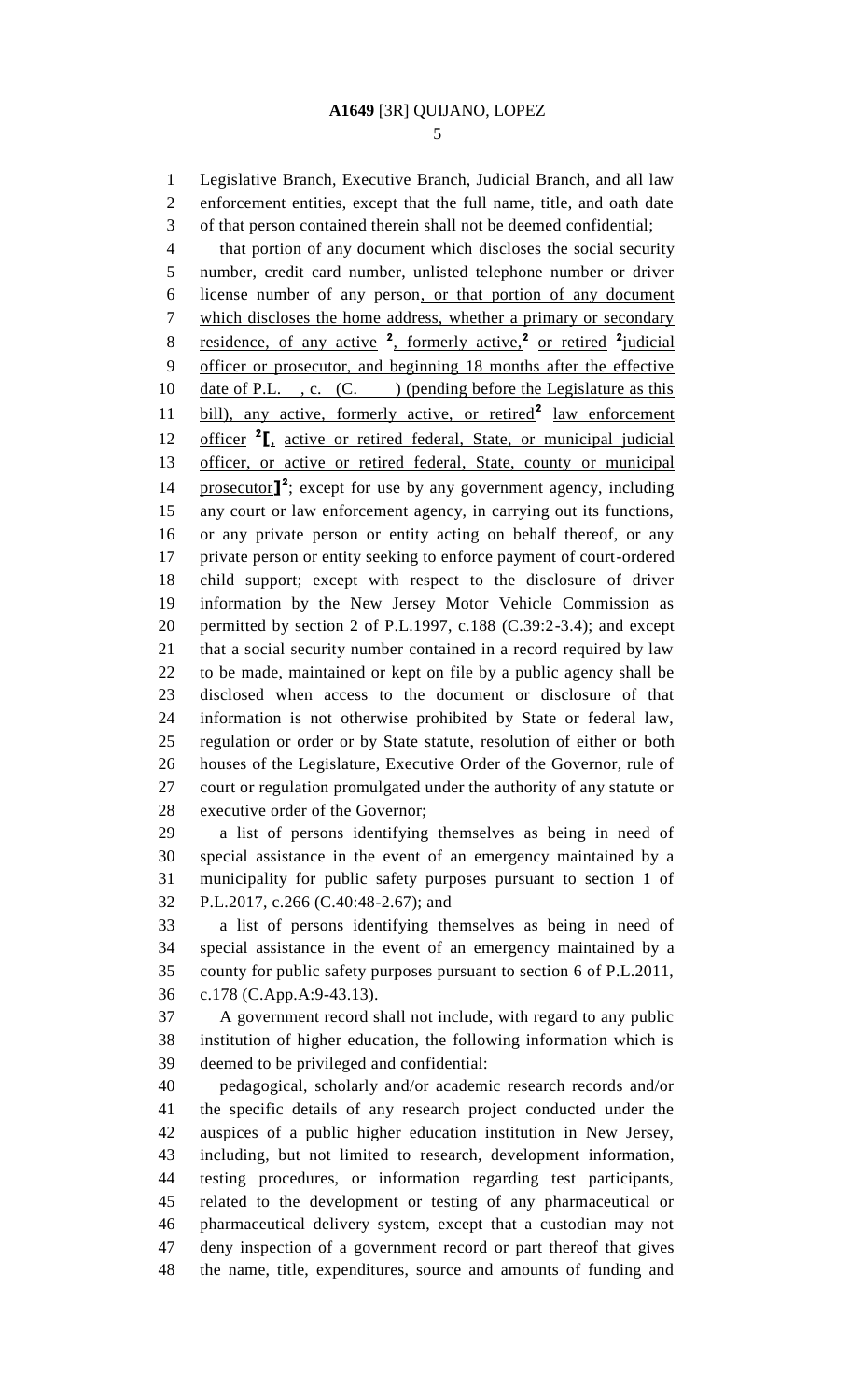Legislative Branch, Executive Branch, Judicial Branch, and all law enforcement entities, except that the full name, title, and oath date of that person contained therein shall not be deemed confidential;

that portion of any document which discloses the social security number, credit card number, unlisted telephone number or driver license number of any person, or that portion of any document which discloses the home address, whether a primary or secondary residence, of any active [2], formerly active,[2] or retired [2]judicial officer or prosecutor, and beginning 18 months after the effective date of P.L. , c. (C. ) (pending before the Legislature as this bill), any active, formerly active, or retired[2] law enforcement officer [2][, active or retired federal, State, or municipal judicial officer, or active or retired federal, State, county or municipal prosecutor][2]; except for use by any government agency, including any court or law enforcement agency, in carrying out its functions, or any private person or entity acting on behalf thereof, or any private person or entity seeking to enforce payment of court-ordered child support; except with respect to the disclosure of driver information by the New Jersey Motor Vehicle Commission as permitted by section 2 of P.L.1997, c.188 (C.39:2-3.4); and except that a social security number contained in a record required by law to be made, maintained or kept on file by a public agency shall be disclosed when access to the document or disclosure of that information is not otherwise prohibited by State or federal law, regulation or order or by State statute, resolution of either or both houses of the Legislature, Executive Order of the Governor, rule of court or regulation promulgated under the authority of any statute or executive order of the Governor;

a list of persons identifying themselves as being in need of special assistance in the event of an emergency maintained by a municipality for public safety purposes pursuant to section 1 of P.L.2017, c.266 (C.40:48-2.67); and

a list of persons identifying themselves as being in need of special assistance in the event of an emergency maintained by a county for public safety purposes pursuant to section 6 of P.L.2011, c.178 (C.App.A:9-43.13).

A government record shall not include, with regard to any public institution of higher education, the following information which is deemed to be privileged and confidential:

pedagogical, scholarly and/or academic research records and/or the specific details of any research project conducted under the auspices of a public higher education institution in New Jersey, including, but not limited to research, development information, testing procedures, or information regarding test participants, related to the development or testing of any pharmaceutical or pharmaceutical delivery system, except that a custodian may not deny inspection of a government record or part thereof that gives the name, title, expenditures, source and amounts of funding and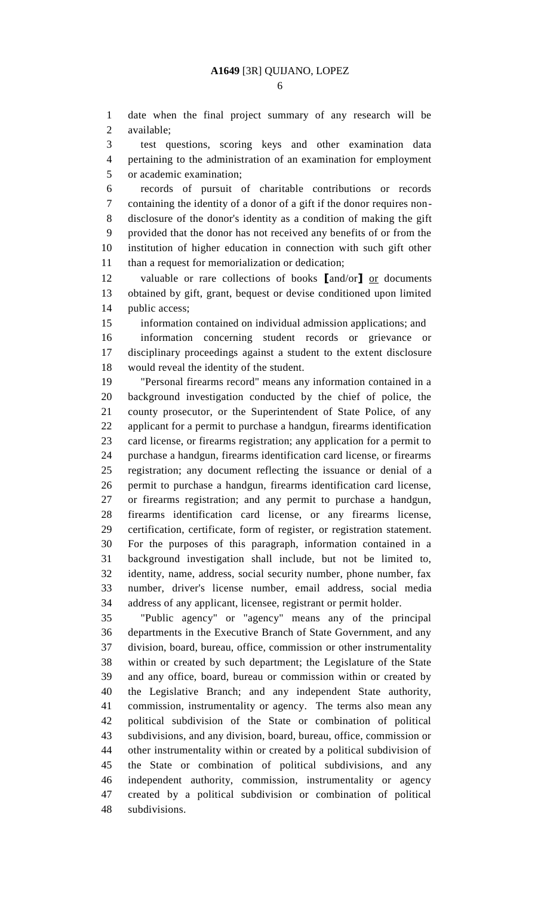date when the final project summary of any research will be available;

test questions, scoring keys and other examination data pertaining to the administration of an examination for employment or academic examination;

records of pursuit of charitable contributions or records containing the identity of a donor of a gift if the donor requires non-disclosure of the donor's identity as a condition of making the gift provided that the donor has not received any benefits of or from the institution of higher education in connection with such gift other than a request for memorialization or dedication;

valuable or rare collections of books [and/or] or documents obtained by gift, grant, bequest or devise conditioned upon limited public access;

information contained on individual admission applications; and

information concerning student records or grievance or disciplinary proceedings against a student to the extent disclosure would reveal the identity of the student.

"Personal firearms record" means any information contained in a background investigation conducted by the chief of police, the county prosecutor, or the Superintendent of State Police, of any applicant for a permit to purchase a handgun, firearms identification card license, or firearms registration; any application for a permit to purchase a handgun, firearms identification card license, or firearms registration; any document reflecting the issuance or denial of a permit to purchase a handgun, firearms identification card license, or firearms registration; and any permit to purchase a handgun, firearms identification card license, or any firearms license, certification, certificate, form of register, or registration statement. For the purposes of this paragraph, information contained in a background investigation shall include, but not be limited to, identity, name, address, social security number, phone number, fax number, driver's license number, email address, social media address of any applicant, licensee, registrant or permit holder.

"Public agency" or "agency" means any of the principal departments in the Executive Branch of State Government, and any division, board, bureau, office, commission or other instrumentality within or created by such department; the Legislature of the State and any office, board, bureau or commission within or created by the Legislative Branch; and any independent State authority, commission, instrumentality or agency. The terms also mean any political subdivision of the State or combination of political subdivisions, and any division, board, bureau, office, commission or other instrumentality within or created by a political subdivision of the State or combination of political subdivisions, and any independent authority, commission, instrumentality or agency created by a political subdivision or combination of political subdivisions.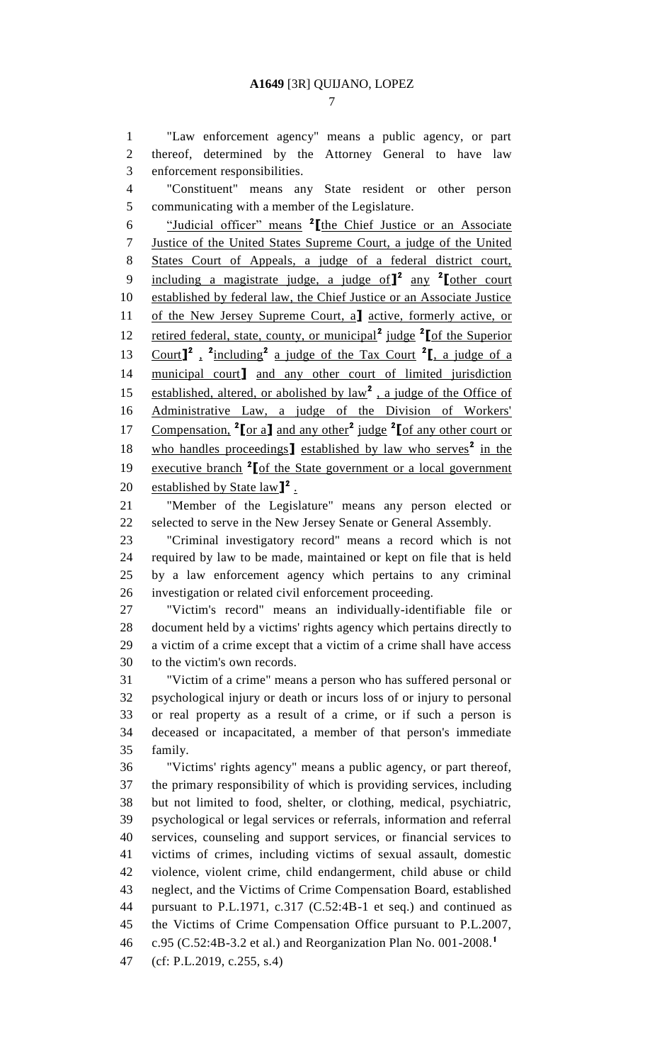"Law enforcement agency" means a public agency, or part thereof, determined by the Attorney General to have law enforcement responsibilities.

"Constituent" means any State resident or other person communicating with a member of the Legislature.

"Judicial officer" means [2]⟦the Chief Justice or an Associate Justice of the United States Supreme Court, a judge of the United States Court of Appeals, a judge of a federal district court, including a magistrate judge, a judge of⟧[2] any [2]⟦other court established by federal law, the Chief Justice or an Associate Justice of the New Jersey Supreme Court, a⟧ active, formerly active, or retired federal, state, county, or municipal[2] judge [2]⟦of the Superior Court⟧[2] , [2]including[2] a judge of the Tax Court [2]⟦, a judge of a municipal court⟧ and any other court of limited jurisdiction established, altered, or abolished by law[2] , a judge of the Office of Administrative Law, a judge of the Division of Workers' Compensation, [2]⟦or a⟧ and any other[2] judge [2]⟦of any other court or who handles proceedings⟧ established by law who serves[2] in the executive branch [2]⟦of the State government or a local government established by State law⟧[2] .

"Member of the Legislature" means any person elected or selected to serve in the New Jersey Senate or General Assembly.

"Criminal investigatory record" means a record which is not required by law to be made, maintained or kept on file that is held by a law enforcement agency which pertains to any criminal investigation or related civil enforcement proceeding.

"Victim's record" means an individually-identifiable file or document held by a victims' rights agency which pertains directly to a victim of a crime except that a victim of a crime shall have access to the victim's own records.

"Victim of a crime" means a person who has suffered personal or psychological injury or death or incurs loss of or injury to personal or real property as a result of a crime, or if such a person is deceased or incapacitated, a member of that person's immediate family.

"Victims' rights agency" means a public agency, or part thereof, the primary responsibility of which is providing services, including but not limited to food, shelter, or clothing, medical, psychiatric, psychological or legal services or referrals, information and referral services, counseling and support services, or financial services to victims of crimes, including victims of sexual assault, domestic violence, violent crime, child endangerment, child abuse or child neglect, and the Victims of Crime Compensation Board, established pursuant to P.L.1971, c.317 (C.52:4B-1 et seq.) and continued as the Victims of Crime Compensation Office pursuant to P.L.2007, c.95 (C.52:4B-3.2 et al.) and Reorganization Plan No. 001-2008.[1]

(cf: P.L.2019, c.255, s.4)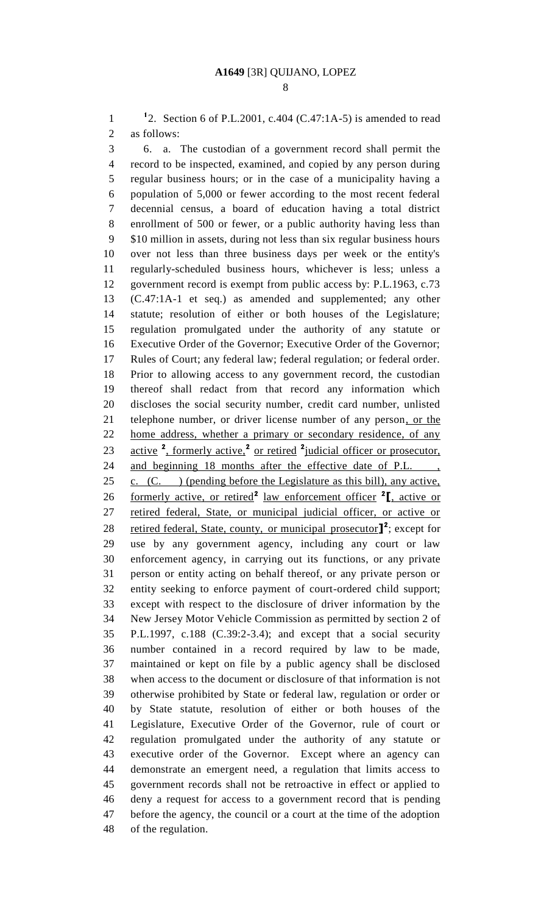[1]2. Section 6 of P.L.2001, c.404 (C.47:1A-5) is amended to read as follows:

6. a. The custodian of a government record shall permit the record to be inspected, examined, and copied by any person during regular business hours; or in the case of a municipality having a population of 5,000 or fewer according to the most recent federal decennial census, a board of education having a total district enrollment of 500 or fewer, or a public authority having less than $10 million in assets, during not less than six regular business hours over not less than three business days per week or the entity's regularly-scheduled business hours, whichever is less; unless a government record is exempt from public access by: P.L.1963, c.73 (C.47:1A-1 et seq.) as amended and supplemented; any other statute; resolution of either or both houses of the Legislature; regulation promulgated under the authority of any statute or Executive Order of the Governor; Executive Order of the Governor; Rules of Court; any federal law; federal regulation; or federal order. Prior to allowing access to any government record, the custodian thereof shall redact from that record any information which discloses the social security number, credit card number, unlisted telephone number, or driver license number of any person, or the home address, whether a primary or secondary residence, of any active [2], formerly active,[2] or retired [2]judicial officer or prosecutor, and beginning 18 months after the effective date of P.L. , c. (C. ) (pending before the Legislature as this bill), any active, formerly active, or retired[2] law enforcement officer [2][, active or retired federal, State, or municipal judicial officer, or active or retired federal, State, county, or municipal prosecutor][2]; except for use by any government agency, including any court or law enforcement agency, in carrying out its functions, or any private person or entity acting on behalf thereof, or any private person or entity seeking to enforce payment of court-ordered child support; except with respect to the disclosure of driver information by the New Jersey Motor Vehicle Commission as permitted by section 2 of P.L.1997, c.188 (C.39:2-3.4); and except that a social security number contained in a record required by law to be made, maintained or kept on file by a public agency shall be disclosed when access to the document or disclosure of that information is not otherwise prohibited by State or federal law, regulation or order or by State statute, resolution of either or both houses of the Legislature, Executive Order of the Governor, rule of court or regulation promulgated under the authority of any statute or executive order of the Governor. Except where an agency can demonstrate an emergent need, a regulation that limits access to government records shall not be retroactive in effect or applied to deny a request for access to a government record that is pending before the agency, the council or a court at the time of the adoption of the regulation.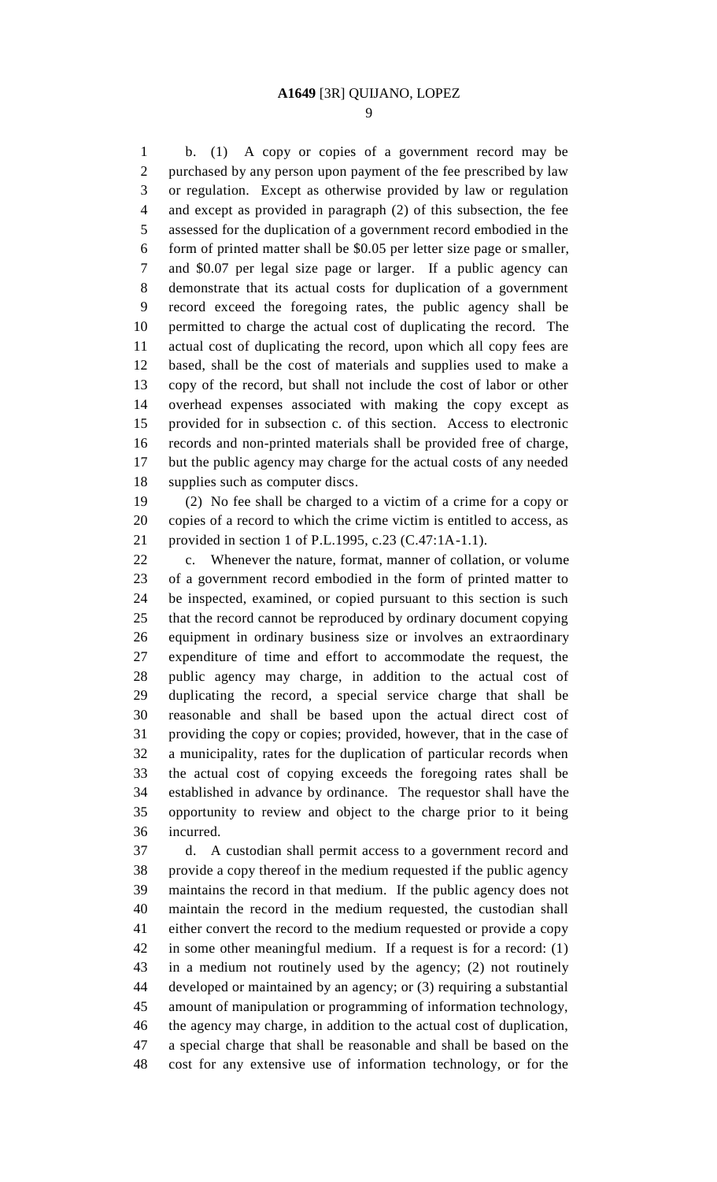b. (1) A copy or copies of a government record may be purchased by any person upon payment of the fee prescribed by law or regulation. Except as otherwise provided by law or regulation and except as provided in paragraph (2) of this subsection, the fee assessed for the duplication of a government record embodied in the form of printed matter shall be $0.05 per letter size page or smaller, and $0.07 per legal size page or larger. If a public agency can demonstrate that its actual costs for duplication of a government record exceed the foregoing rates, the public agency shall be permitted to charge the actual cost of duplicating the record. The actual cost of duplicating the record, upon which all copy fees are based, shall be the cost of materials and supplies used to make a copy of the record, but shall not include the cost of labor or other overhead expenses associated with making the copy except as provided for in subsection c. of this section. Access to electronic records and non-printed materials shall be provided free of charge, but the public agency may charge for the actual costs of any needed supplies such as computer discs.

(2) No fee shall be charged to a victim of a crime for a copy or copies of a record to which the crime victim is entitled to access, as provided in section 1 of P.L.1995, c.23 (C.47:1A-1.1).

c. Whenever the nature, format, manner of collation, or volume of a government record embodied in the form of printed matter to be inspected, examined, or copied pursuant to this section is such that the record cannot be reproduced by ordinary document copying equipment in ordinary business size or involves an extraordinary expenditure of time and effort to accommodate the request, the public agency may charge, in addition to the actual cost of duplicating the record, a special service charge that shall be reasonable and shall be based upon the actual direct cost of providing the copy or copies; provided, however, that in the case of a municipality, rates for the duplication of particular records when the actual cost of copying exceeds the foregoing rates shall be established in advance by ordinance. The requestor shall have the opportunity to review and object to the charge prior to it being incurred.

d. A custodian shall permit access to a government record and provide a copy thereof in the medium requested if the public agency maintains the record in that medium. If the public agency does not maintain the record in the medium requested, the custodian shall either convert the record to the medium requested or provide a copy in some other meaningful medium. If a request is for a record: (1) in a medium not routinely used by the agency; (2) not routinely developed or maintained by an agency; or (3) requiring a substantial amount of manipulation or programming of information technology, the agency may charge, in addition to the actual cost of duplication, a special charge that shall be reasonable and shall be based on the cost for any extensive use of information technology, or for the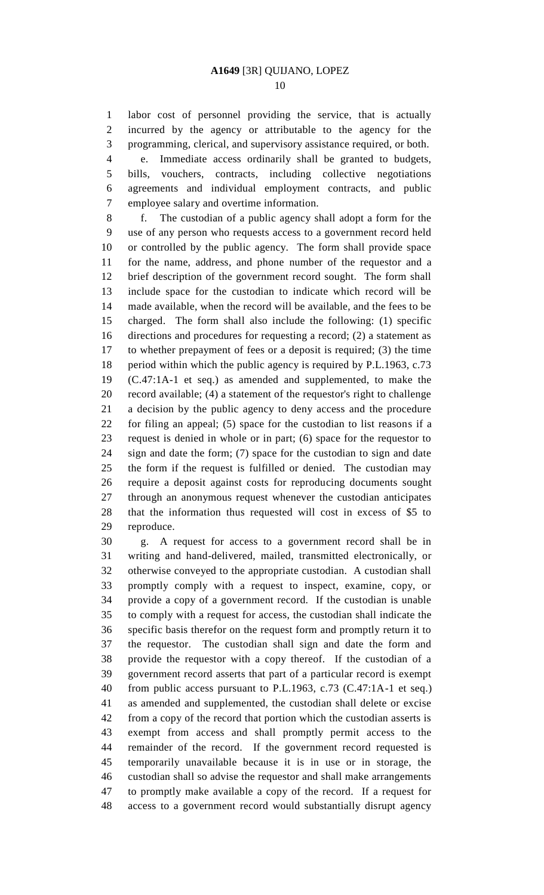labor cost of personnel providing the service, that is actually incurred by the agency or attributable to the agency for the programming, clerical, and supervisory assistance required, or both.

e. Immediate access ordinarily shall be granted to budgets, bills, vouchers, contracts, including collective negotiations agreements and individual employment contracts, and public employee salary and overtime information.

f. The custodian of a public agency shall adopt a form for the use of any person who requests access to a government record held or controlled by the public agency. The form shall provide space for the name, address, and phone number of the requestor and a brief description of the government record sought. The form shall include space for the custodian to indicate which record will be made available, when the record will be available, and the fees to be charged. The form shall also include the following: (1) specific directions and procedures for requesting a record; (2) a statement as to whether prepayment of fees or a deposit is required; (3) the time period within which the public agency is required by P.L.1963, c.73 (C.47:1A-1 et seq.) as amended and supplemented, to make the record available; (4) a statement of the requestor's right to challenge a decision by the public agency to deny access and the procedure for filing an appeal; (5) space for the custodian to list reasons if a request is denied in whole or in part; (6) space for the requestor to sign and date the form; (7) space for the custodian to sign and date the form if the request is fulfilled or denied. The custodian may require a deposit against costs for reproducing documents sought through an anonymous request whenever the custodian anticipates that the information thus requested will cost in excess of $5 to reproduce.

g. A request for access to a government record shall be in writing and hand-delivered, mailed, transmitted electronically, or otherwise conveyed to the appropriate custodian. A custodian shall promptly comply with a request to inspect, examine, copy, or provide a copy of a government record. If the custodian is unable to comply with a request for access, the custodian shall indicate the specific basis therefor on the request form and promptly return it to the requestor. The custodian shall sign and date the form and provide the requestor with a copy thereof. If the custodian of a government record asserts that part of a particular record is exempt from public access pursuant to P.L.1963, c.73 (C.47:1A-1 et seq.) as amended and supplemented, the custodian shall delete or excise from a copy of the record that portion which the custodian asserts is exempt from access and shall promptly permit access to the remainder of the record. If the government record requested is temporarily unavailable because it is in use or in storage, the custodian shall so advise the requestor and shall make arrangements to promptly make available a copy of the record. If a request for access to a government record would substantially disrupt agency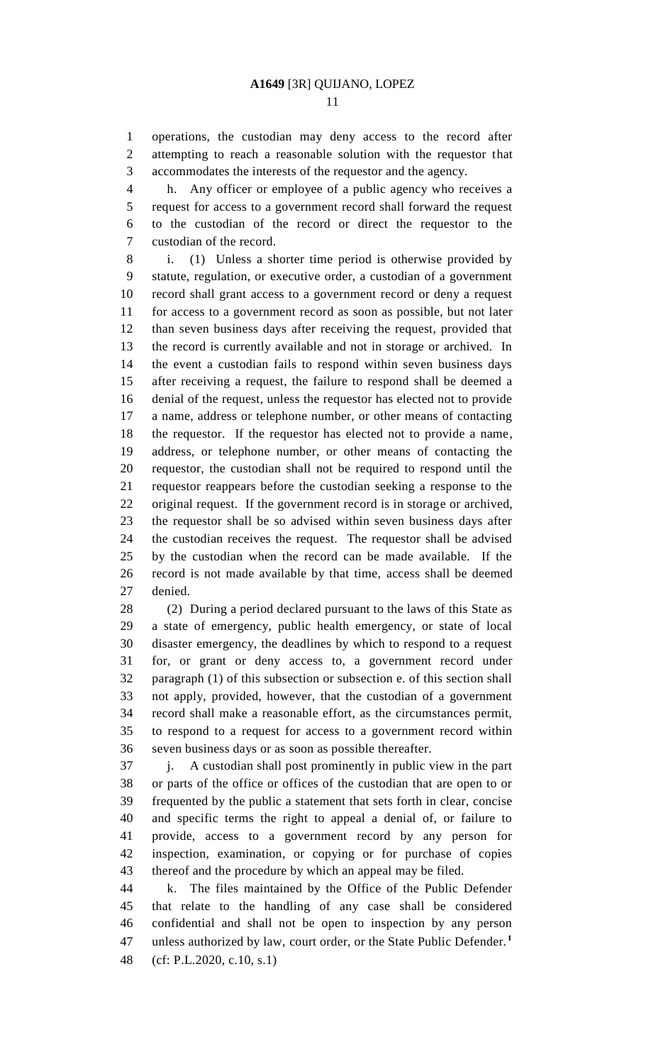operations, the custodian may deny access to the record after attempting to reach a reasonable solution with the requestor that accommodates the interests of the requestor and the agency.

h. Any officer or employee of a public agency who receives a request for access to a government record shall forward the request to the custodian of the record or direct the requestor to the custodian of the record.

i. (1) Unless a shorter time period is otherwise provided by statute, regulation, or executive order, a custodian of a government record shall grant access to a government record or deny a request for access to a government record as soon as possible, but not later than seven business days after receiving the request, provided that the record is currently available and not in storage or archived. In the event a custodian fails to respond within seven business days after receiving a request, the failure to respond shall be deemed a denial of the request, unless the requestor has elected not to provide a name, address or telephone number, or other means of contacting the requestor. If the requestor has elected not to provide a name, address, or telephone number, or other means of contacting the requestor, the custodian shall not be required to respond until the requestor reappears before the custodian seeking a response to the original request. If the government record is in storage or archived, the requestor shall be so advised within seven business days after the custodian receives the request. The requestor shall be advised by the custodian when the record can be made available. If the record is not made available by that time, access shall be deemed denied.

(2) During a period declared pursuant to the laws of this State as a state of emergency, public health emergency, or state of local disaster emergency, the deadlines by which to respond to a request for, or grant or deny access to, a government record under paragraph (1) of this subsection or subsection e. of this section shall not apply, provided, however, that the custodian of a government record shall make a reasonable effort, as the circumstances permit, to respond to a request for access to a government record within seven business days or as soon as possible thereafter.

j. A custodian shall post prominently in public view in the part or parts of the office or offices of the custodian that are open to or frequented by the public a statement that sets forth in clear, concise and specific terms the right to appeal a denial of, or failure to provide, access to a government record by any person for inspection, examination, or copying or for purchase of copies thereof and the procedure by which an appeal may be filed.

k. The files maintained by the Office of the Public Defender that relate to the handling of any case shall be considered confidential and shall not be open to inspection by any person unless authorized by law, court order, or the State Public Defender.[1]

(cf: P.L.2020, c.10, s.1)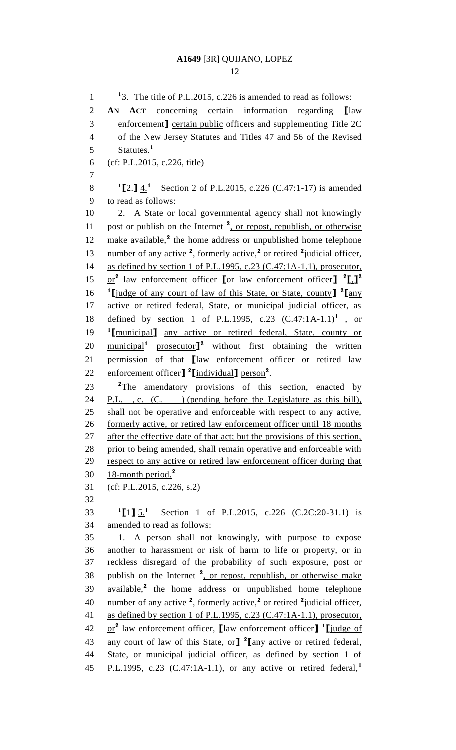[1]3. The title of P.L.2015, c.226 is amended to read as follows:

**AN ACT** concerning certain information regarding [law enforcement] certain public officers and supplementing Title 2C of the New Jersey Statutes and Titles 47 and 56 of the Revised Statutes.[1]

(cf: P.L.2015, c.226, title)

[1][2.] 4.[1] Section 2 of P.L.2015, c.226 (C.47:1-17) is amended to read as follows:

2. A State or local governmental agency shall not knowingly post or publish on the Internet [2], or repost, republish, or otherwise make available,[2] the home address or unpublished home telephone number of any active [2], formerly active,[2] or retired [2]judicial officer, as defined by section 1 of P.L.1995, c.23 (C.47:1A-1.1), prosecutor, or[2] law enforcement officer [or law enforcement officer] [2][,][2] [1][judge of any court of law of this State, or State, county] [2][any active or retired federal, State, or municipal judicial officer, as defined by section 1 of P.L.1995, c.23 (C.47:1A-1.1)[1] , or [1][municipal] any active or retired federal, State, county or municipal[1] prosecutor][2] without first obtaining the written permission of that [law enforcement officer or retired law enforcement officer] [2][individual] person[2].

[2]The amendatory provisions of this section, enacted by P.L. , c. (C. ) (pending before the Legislature as this bill), shall not be operative and enforceable with respect to any active, formerly active, or retired law enforcement officer until 18 months after the effective date of that act; but the provisions of this section, prior to being amended, shall remain operative and enforceable with respect to any active or retired law enforcement officer during that 18-month period.[2]

(cf: P.L.2015, c.226, s.2)

[1][1] 5.[1] Section 1 of P.L.2015, c.226 (C.2C:20-31.1) is amended to read as follows:

1. A person shall not knowingly, with purpose to expose another to harassment or risk of harm to life or property, or in reckless disregard of the probability of such exposure, post or publish on the Internet [2], or repost, republish, or otherwise make available,[2] the home address or unpublished home telephone number of any active [2], formerly active,[2] or retired [2]judicial officer, as defined by section 1 of P.L.1995, c.23 (C.47:1A-1.1), prosecutor, or[2] law enforcement officer, [law enforcement officer] [1][judge of any court of law of this State, or] [2][any active or retired federal, State, or municipal judicial officer, as defined by section 1 of P.L.1995, c.23 (C.47:1A-1.1), or any active or retired federal,[1]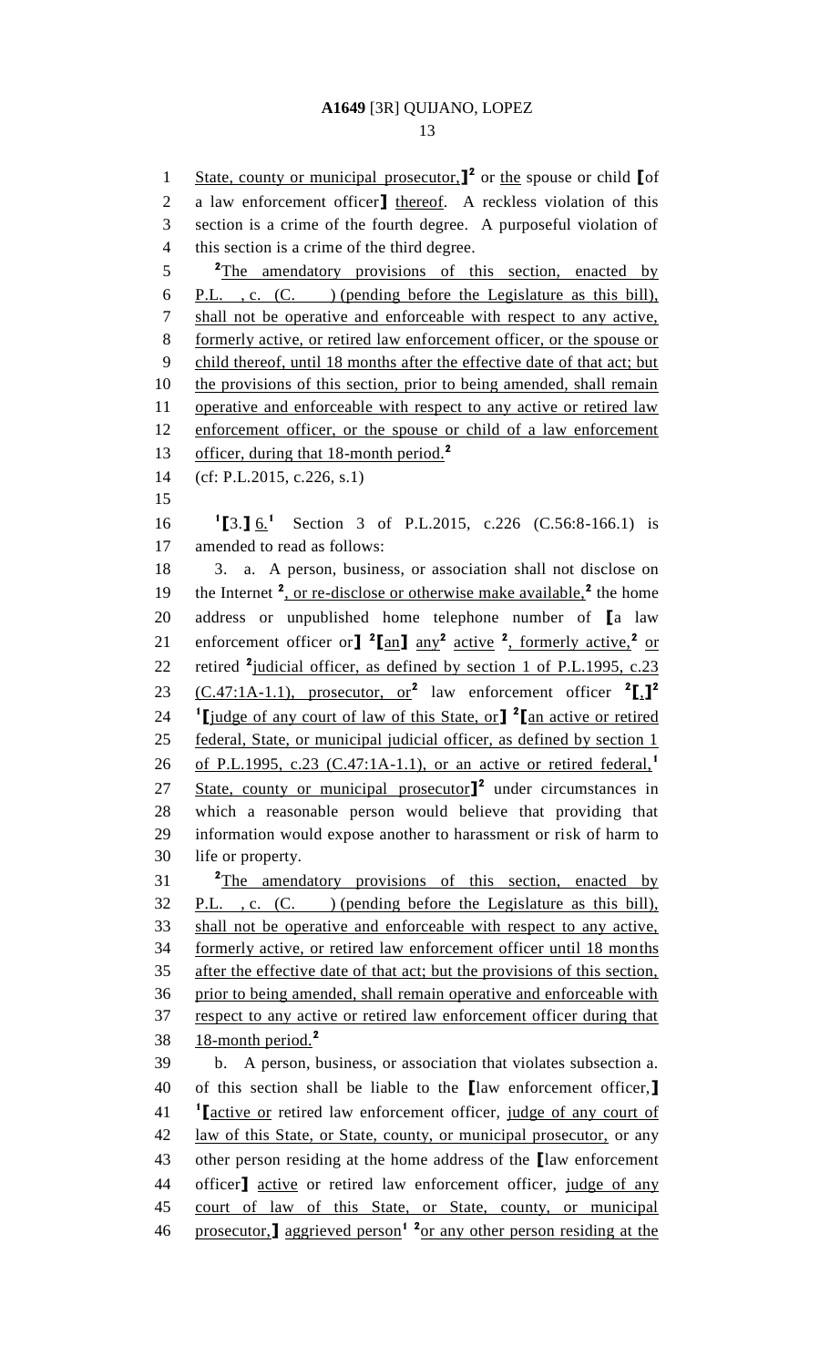State, county or municipal prosecutor,]² or the spouse or child [of a law enforcement officer] thereof. A reckless violation of this section is a crime of the fourth degree. A purposeful violation of this section is a crime of the third degree.

²The amendatory provisions of this section, enacted by P.L. , c. (C. ) (pending before the Legislature as this bill), shall not be operative and enforceable with respect to any active, formerly active, or retired law enforcement officer, or the spouse or child thereof, until 18 months after the effective date of that act; but the provisions of this section, prior to being amended, shall remain operative and enforceable with respect to any active or retired law enforcement officer, or the spouse or child of a law enforcement officer, during that 18-month period.²

(cf: P.L.2015, c.226, s.1)

¹[3.] 6.¹ Section 3 of P.L.2015, c.226 (C.56:8-166.1) is amended to read as follows:

3. a. A person, business, or association shall not disclose on the Internet ², or re-disclose or otherwise make available,² the home address or unpublished home telephone number of [a law enforcement officer or] ²[an] any² active ², formerly active,² or retired ²judicial officer, as defined by section 1 of P.L.1995, c.23 (C.47:1A-1.1), prosecutor, or² law enforcement officer ²[,]² ¹[judge of any court of law of this State, or] ²[an active or retired federal, State, or municipal judicial officer, as defined by section 1 of P.L.1995, c.23 (C.47:1A-1.1), or an active or retired federal,¹ State, county or municipal prosecutor]² under circumstances in which a reasonable person would believe that providing that information would expose another to harassment or risk of harm to life or property.

²The amendatory provisions of this section, enacted by P.L. , c. (C. ) (pending before the Legislature as this bill), shall not be operative and enforceable with respect to any active, formerly active, or retired law enforcement officer until 18 months after the effective date of that act; but the provisions of this section, prior to being amended, shall remain operative and enforceable with respect to any active or retired law enforcement officer during that 18-month period.²

b. A person, business, or association that violates subsection a. of this section shall be liable to the [law enforcement officer,] ¹[active or retired law enforcement officer, judge of any court of law of this State, or State, county, or municipal prosecutor, or any other person residing at the home address of the [law enforcement officer] active or retired law enforcement officer, judge of any court of law of this State, or State, county, or municipal prosecutor,] aggrieved person¹ ²or any other person residing at the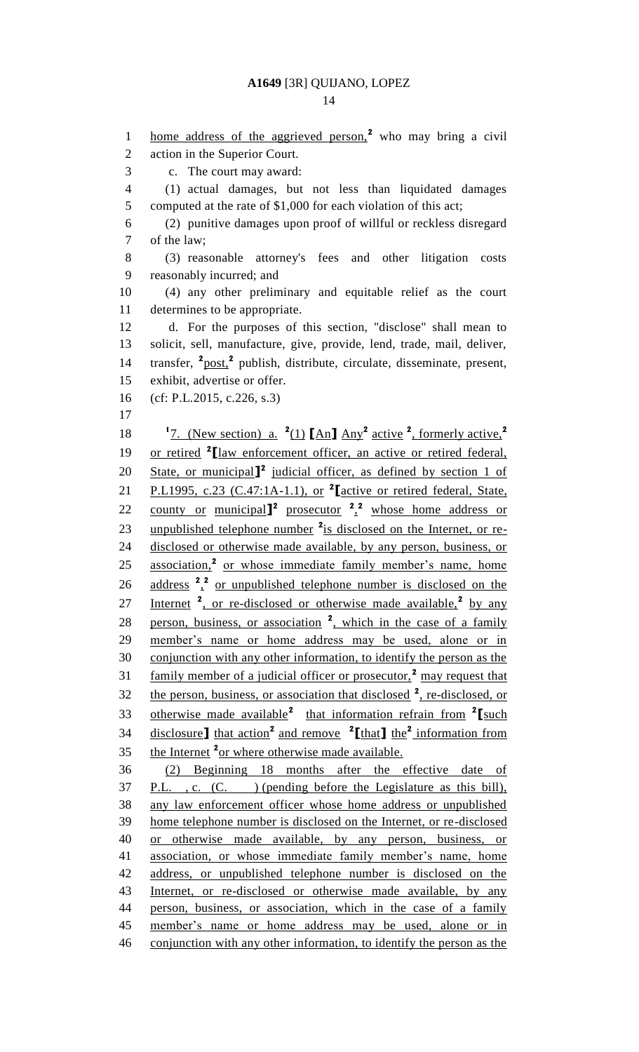home address of the aggrieved person,[2] who may bring a civil action in the Superior Court.

c. The court may award:

(1) actual damages, but not less than liquidated damages computed at the rate of $1,000 for each violation of this act;

(2) punitive damages upon proof of willful or reckless disregard of the law;

(3) reasonable attorney's fees and other litigation costs reasonably incurred; and

(4) any other preliminary and equitable relief as the court determines to be appropriate.

d. For the purposes of this section, "disclose" shall mean to solicit, sell, manufacture, give, provide, lend, trade, mail, deliver, transfer, [2]post,[2] publish, distribute, circulate, disseminate, present, exhibit, advertise or offer.

(cf: P.L.2015, c.226, s.3)

[1]7. (New section) a. [2](1) [An] Any[2] active [2], formerly active,[2] or retired [2][law enforcement officer, an active or retired federal, State, or municipal][2] judicial officer, as defined by section 1 of P.L1995, c.23 (C.47:1A-1.1), or [2][active or retired federal, State, county or municipal][2] prosecutor [2],[2] whose home address or unpublished telephone number [2]is disclosed on the Internet, or re-disclosed or otherwise made available, by any person, business, or association,[2] or whose immediate family member's name, home address [2],[2] or unpublished telephone number is disclosed on the Internet [2], or re-disclosed or otherwise made available,[2] by any person, business, or association [2], which in the case of a family member's name or home address may be used, alone or in conjunction with any other information, to identify the person as the family member of a judicial officer or prosecutor,[2] may request that the person, business, or association that disclosed [2], re-disclosed, or otherwise made available[2] that information refrain from [2][such disclosure] that action[2] and remove [2][that] the[2] information from the Internet [2]or where otherwise made available.

(2) Beginning 18 months after the effective date of P.L. , c. (C. ) (pending before the Legislature as this bill), any law enforcement officer whose home address or unpublished home telephone number is disclosed on the Internet, or re-disclosed or otherwise made available, by any person, business, or association, or whose immediate family member's name, home address, or unpublished telephone number is disclosed on the Internet, or re-disclosed or otherwise made available, by any person, business, or association, which in the case of a family member's name or home address may be used, alone or in conjunction with any other information, to identify the person as the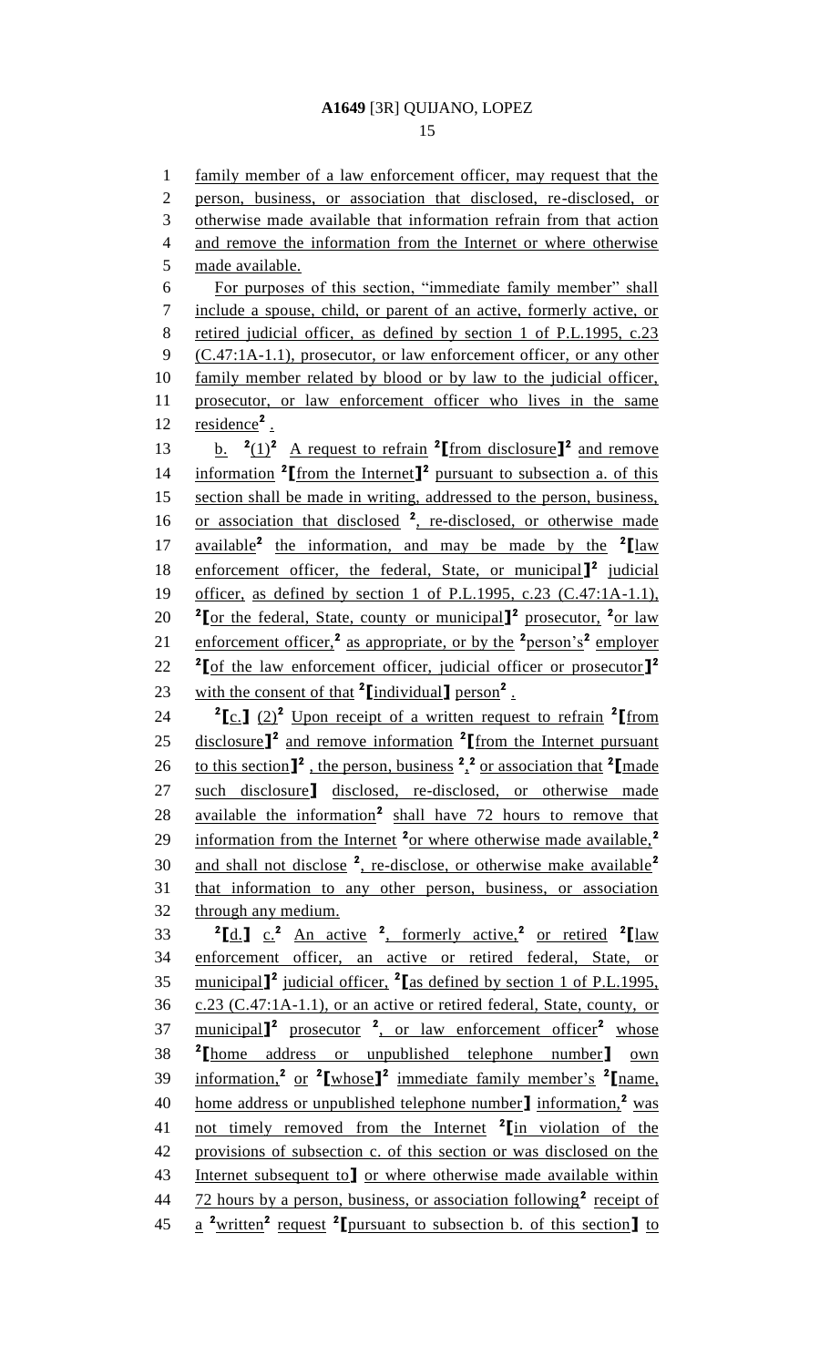family member of a law enforcement officer, may request that the person, business, or association that disclosed, re-disclosed, or otherwise made available that information refrain from that action and remove the information from the Internet or where otherwise made available.

For purposes of this section, "immediate family member" shall include a spouse, child, or parent of an active, formerly active, or retired judicial officer, as defined by section 1 of P.L.1995, c.23 (C.47:1A-1.1), prosecutor, or law enforcement officer, or any other family member related by blood or by law to the judicial officer, prosecutor, or law enforcement officer who lives in the same residence[2] .

b. [2](1)[2] A request to refrain [2][from disclosure][2] and remove information [2][from the Internet][2] pursuant to subsection a. of this section shall be made in writing, addressed to the person, business, or association that disclosed [2], re-disclosed, or otherwise made available[2] the information, and may be made by the [2][law enforcement officer, the federal, State, or municipal][2] judicial officer, as defined by section 1 of P.L.1995, c.23 (C.47:1A-1.1), [2][or the federal, State, county or municipal][2] prosecutor, [2]or law enforcement officer,[2] as appropriate, or by the [2]person's[2] employer [2][of the law enforcement officer, judicial officer or prosecutor][2] with the consent of that [2][individual] person[2] .

[2][c.] (2)[2] Upon receipt of a written request to refrain [2][from disclosure][2] and remove information [2][from the Internet pursuant to this section][2] , the person, business [2],[2] or association that [2][made such disclosure] disclosed, re-disclosed, or otherwise made available the information[2] shall have 72 hours to remove that information from the Internet [2]or where otherwise made available,[2] and shall not disclose [2], re-disclose, or otherwise make available[2] that information to any other person, business, or association through any medium.

[2][d.] c.[2] An active [2], formerly active,[2] or retired [2][law enforcement officer, an active or retired federal, State, or municipal][2] judicial officer, [2][as defined by section 1 of P.L.1995, c.23 (C.47:1A-1.1), or an active or retired federal, State, county, or municipal][2] prosecutor [2], or law enforcement officer[2] whose [2][home address or unpublished telephone number] own information,[2] or [2][whose][2] immediate family member's [2][name, home address or unpublished telephone number] information,[2] was not timely removed from the Internet [2][in violation of the provisions of subsection c. of this section or was disclosed on the Internet subsequent to] or where otherwise made available within 72 hours by a person, business, or association following[2] receipt of a [2]written[2] request [2][pursuant to subsection b. of this section] to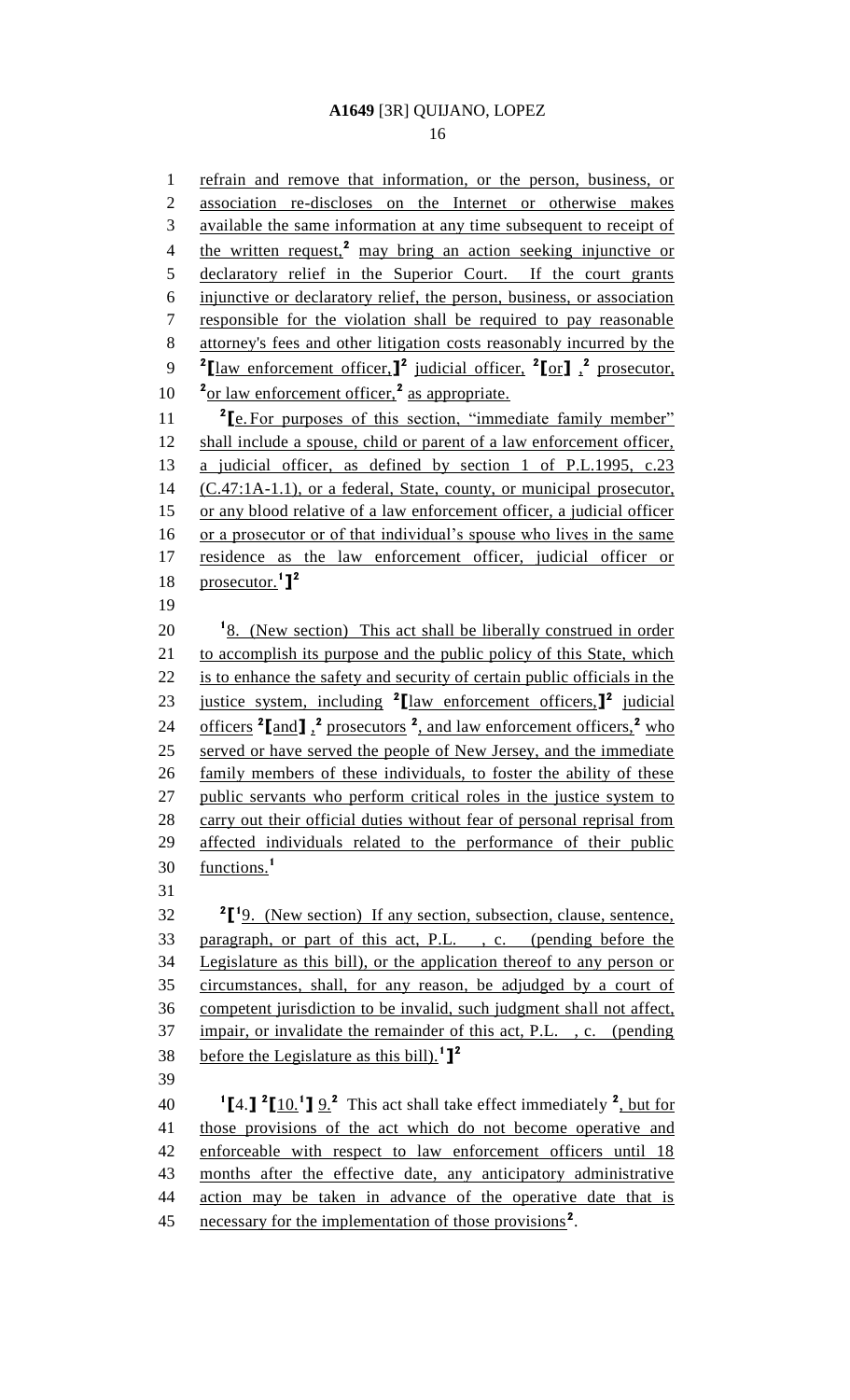refrain and remove that information, or the person, business, or association re-discloses on the Internet or otherwise makes available the same information at any time subsequent to receipt of the written request,[2] may bring an action seeking injunctive or declaratory relief in the Superior Court. If the court grants injunctive or declaratory relief, the person, business, or association responsible for the violation shall be required to pay reasonable attorney's fees and other litigation costs reasonably incurred by the [2][law enforcement officer,][2] judicial officer, [2][or] ,[2] prosecutor, [2]or law enforcement officer,[2] as appropriate.

[2][e. For purposes of this section, "immediate family member" shall include a spouse, child or parent of a law enforcement officer, a judicial officer, as defined by section 1 of P.L.1995, c.23 (C.47:1A-1.1), or a federal, State, county, or municipal prosecutor, or any blood relative of a law enforcement officer, a judicial officer or a prosecutor or of that individual's spouse who lives in the same residence as the law enforcement officer, judicial officer or prosecutor.[1]][2]

[1]8. (New section) This act shall be liberally construed in order to accomplish its purpose and the public policy of this State, which is to enhance the safety and security of certain public officials in the justice system, including [2][law enforcement officers,][2] judicial officers [2][and] ,[2] prosecutors [2], and law enforcement officers,[2] who served or have served the people of New Jersey, and the immediate family members of these individuals, to foster the ability of these public servants who perform critical roles in the justice system to carry out their official duties without fear of personal reprisal from affected individuals related to the performance of their public functions.[1]

[2][[1]9. (New section) If any section, subsection, clause, sentence, paragraph, or part of this act, P.L. , c. (pending before the Legislature as this bill), or the application thereof to any person or circumstances, shall, for any reason, be adjudged by a court of competent jurisdiction to be invalid, such judgment shall not affect, impair, or invalidate the remainder of this act, P.L. , c. (pending before the Legislature as this bill).[1]][2]

[1][4.] [2][10.[1]] 9.[2] This act shall take effect immediately [2], but for those provisions of the act which do not become operative and enforceable with respect to law enforcement officers until 18 months after the effective date, any anticipatory administrative action may be taken in advance of the operative date that is necessary for the implementation of those provisions[2].